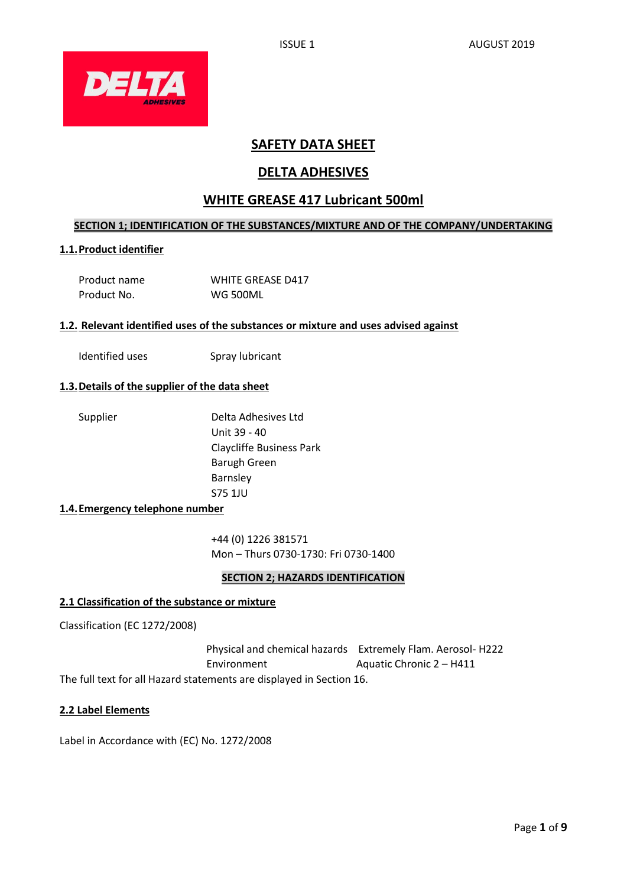ISSUE 1 AUGUST 2019

DELTA ADHESIVES

# SAFETY DATA SHEET

# DELTA ADHESIVES

# WHITE GREASE 417 Lubricant 500ml

## SECTION 1; IDENTIFICATION OF THE SUBSTANCES/MIXTURE AND OF THE COMPANY/UNDERTAKING

### 1.1. Product identifier

| | |
|---|---|
| Product name | WHITE GREASE D417 |
| Product No. | WG 500ML |

### 1.2. Relevant identified uses of the substances or mixture and uses advised against

| | |
|---|---|
| Identified uses | Spray lubricant |

### 1.3. Details of the supplier of the data sheet

Supplier

Delta Adhesives Ltd
Unit 39 - 40
Claycliffe Business Park
Barugh Green
Barnsley
S75 1JU

### 1.4. Emergency telephone number

+44 (0) 1226 381571
Mon – Thurs 0730-1730: Fri 0730-1400

## SECTION 2; HAZARDS IDENTIFICATION

### 2.1 Classification of the substance or mixture

Classification (EC 1272/2008)

| | |
|---|---|
| Physical and chemical hazards | Extremely Flam. Aerosol- H222 |
| Environment | Aquatic Chronic 2 – H411 |

The full text for all Hazard statements are displayed in Section 16.

### 2.2 Label Elements

Label in Accordance with (EC) No. 1272/2008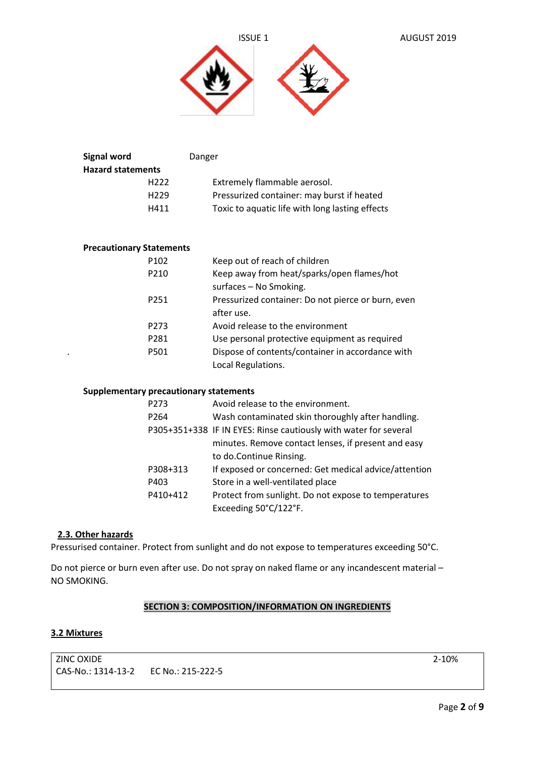**Signal word** Danger

**Hazard statements**

| | |
|---|---|
| H222 | Extremely flammable aerosol. |
| H229 | Pressurized container: may burst if heated |
| H411 | Toxic to aquatic life with long lasting effects |

**Precautionary Statements**

| | |
|---|---|
| P102 | Keep out of reach of children |
| P210 | Keep away from heat/sparks/open flames/hot surfaces – No Smoking. |
| P251 | Pressurized container: Do not pierce or burn, even after use. |
| P273 | Avoid release to the environment |
| P281 | Use personal protective equipment as required |
| P501 | Dispose of contents/container in accordance with Local Regulations. |

**Supplementary precautionary statements**

| | |
|---|---|
| P273 | Avoid release to the environment. |
| P264 | Wash contaminated skin thoroughly after handling. |
| P305+351+338 | IF IN EYES: Rinse cautiously with water for several minutes. Remove contact lenses, if present and easy to do.Continue Rinsing. |
| P308+313 | If exposed or concerned: Get medical advice/attention |
| P403 | Store in a well-ventilated place |
| P410+412 | Protect from sunlight. Do not expose to temperatures Exceeding 50°C/122°F. |

## 2.3. Other hazards

Pressurised container. Protect from sunlight and do not expose to temperatures exceeding 50°C.

Do not pierce or burn even after use. Do not spray on naked flame or any incandescent material – NO SMOKING.

## SECTION 3: COMPOSITION/INFORMATION ON INGREDIENTS

### 3.2 Mixtures

| | |
|---|---|
| ZINC OXIDE<br>CAS-No.: 1314-13-2 EC No.: 215-222-5 | 2-10% |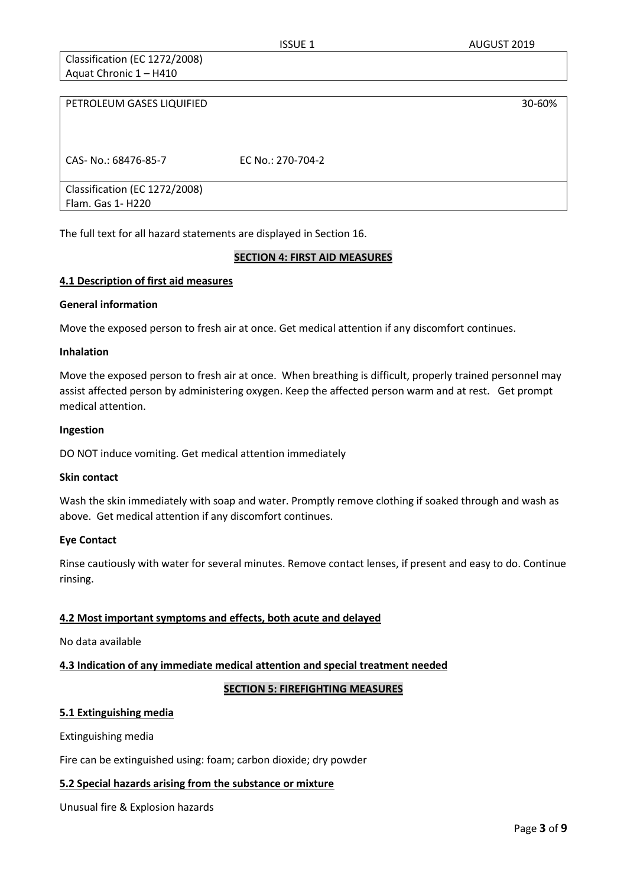| Classification (EC 1272/2008) |
| --- |
| Aquat Chronic 1 – H410 |

| PETROLEUM GASES LIQUIFIED | | 30-60% |
| --- | --- | --- |
| CAS- No.: 68476-85-7 | EC No.: 270-704-2 | |
| Classification (EC 1272/2008)<br>Flam. Gas 1- H220 | | |

The full text for all hazard statements are displayed in Section 16.

## SECTION 4: FIRST AID MEASURES

### 4.1 Description of first aid measures

**General information**

Move the exposed person to fresh air at once. Get medical attention if any discomfort continues.

**Inhalation**

Move the exposed person to fresh air at once. When breathing is difficult, properly trained personnel may assist affected person by administering oxygen. Keep the affected person warm and at rest. Get prompt medical attention.

**Ingestion**

DO NOT induce vomiting. Get medical attention immediately

**Skin contact**

Wash the skin immediately with soap and water. Promptly remove clothing if soaked through and wash as above. Get medical attention if any discomfort continues.

**Eye Contact**

Rinse cautiously with water for several minutes. Remove contact lenses, if present and easy to do. Continue rinsing.

### 4.2 Most important symptoms and effects, both acute and delayed

No data available

### 4.3 Indication of any immediate medical attention and special treatment needed

## SECTION 5: FIREFIGHTING MEASURES

### 5.1 Extinguishing media

Extinguishing media

Fire can be extinguished using: foam; carbon dioxide; dry powder

### 5.2 Special hazards arising from the substance or mixture

Unusual fire & Explosion hazards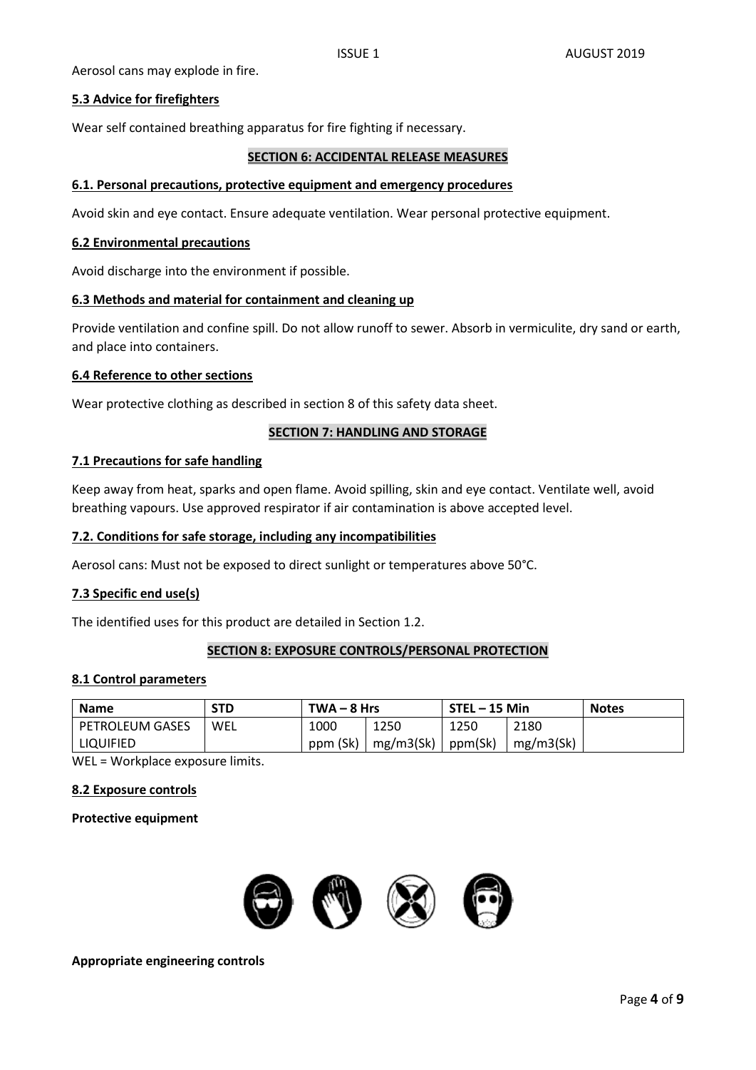Aerosol cans may explode in fire.

**5.3 Advice for firefighters**

Wear self contained breathing apparatus for fire fighting if necessary.

## SECTION 6: ACCIDENTAL RELEASE MEASURES

**6.1. Personal precautions, protective equipment and emergency procedures**

Avoid skin and eye contact. Ensure adequate ventilation. Wear personal protective equipment.

**6.2 Environmental precautions**

Avoid discharge into the environment if possible.

**6.3 Methods and material for containment and cleaning up**

Provide ventilation and confine spill. Do not allow runoff to sewer. Absorb in vermiculite, dry sand or earth, and place into containers.

**6.4 Reference to other sections**

Wear protective clothing as described in section 8 of this safety data sheet.

## SECTION 7: HANDLING AND STORAGE

**7.1 Precautions for safe handling**

Keep away from heat, sparks and open flame. Avoid spilling, skin and eye contact. Ventilate well, avoid breathing vapours. Use approved respirator if air contamination is above accepted level.

**7.2. Conditions for safe storage, including any incompatibilities**

Aerosol cans: Must not be exposed to direct sunlight or temperatures above 50°C.

**7.3 Specific end use(s)**

The identified uses for this product are detailed in Section 1.2.

## SECTION 8: EXPOSURE CONTROLS/PERSONAL PROTECTION

**8.1 Control parameters**

| Name | STD | TWA – 8 Hrs | | STEL – 15 Min | | Notes |
|---|---|---|---|---|---|---|
| PETROLEUM GASES LIQUIFIED | WEL | 1000 ppm (Sk) | 1250 mg/m3(Sk) | 1250 ppm(Sk) | 2180 mg/m3(Sk) | |

WEL = Workplace exposure limits.

**8.2 Exposure controls**

**Protective equipment**

**Appropriate engineering controls**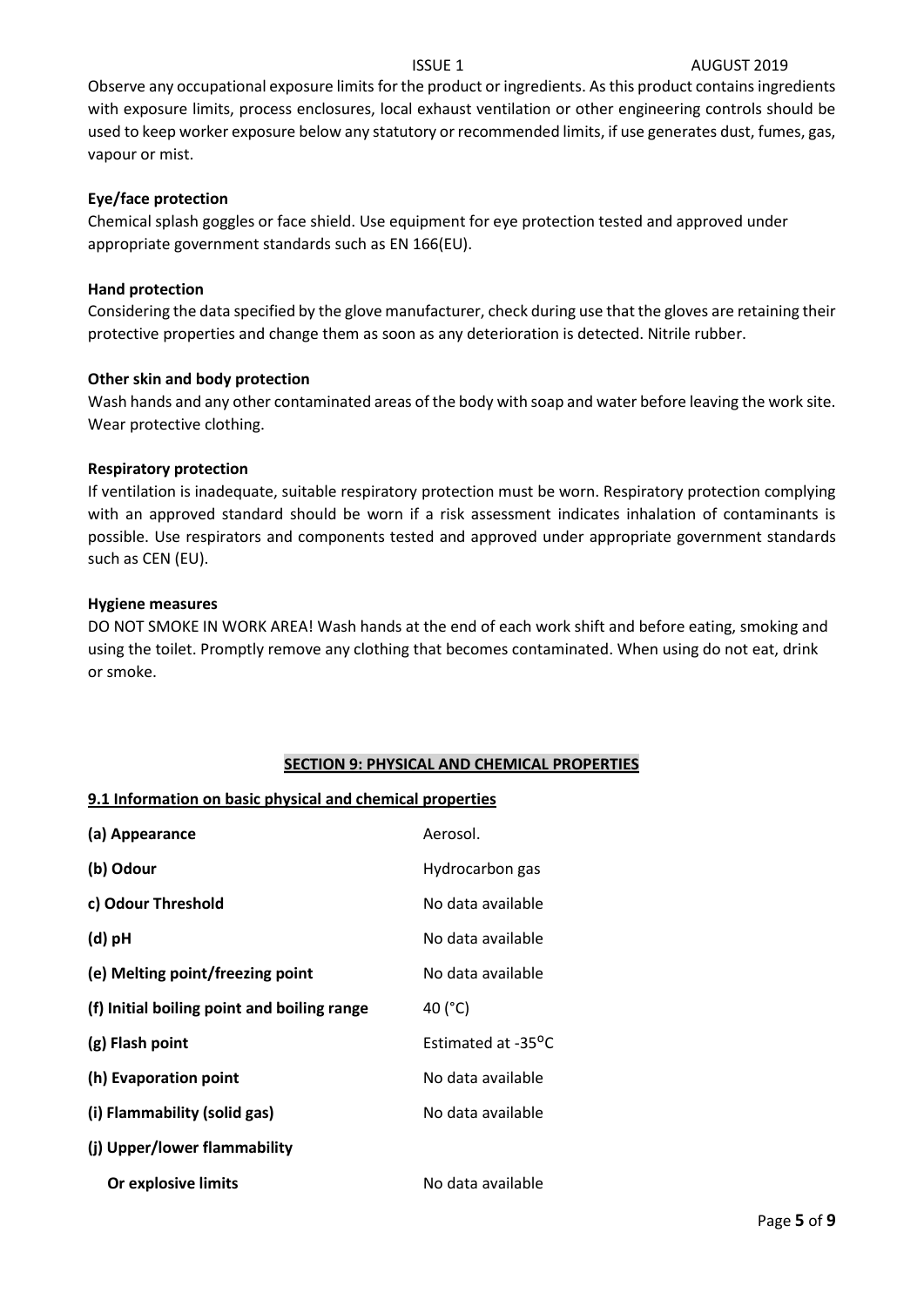Observe any occupational exposure limits for the product or ingredients. As this product contains ingredients with exposure limits, process enclosures, local exhaust ventilation or other engineering controls should be used to keep worker exposure below any statutory or recommended limits, if use generates dust, fumes, gas, vapour or mist.

**Eye/face protection**

Chemical splash goggles or face shield. Use equipment for eye protection tested and approved under appropriate government standards such as EN 166(EU).

**Hand protection**

Considering the data specified by the glove manufacturer, check during use that the gloves are retaining their protective properties and change them as soon as any deterioration is detected. Nitrile rubber.

**Other skin and body protection**

Wash hands and any other contaminated areas of the body with soap and water before leaving the work site. Wear protective clothing.

**Respiratory protection**

If ventilation is inadequate, suitable respiratory protection must be worn. Respiratory protection complying with an approved standard should be worn if a risk assessment indicates inhalation of contaminants is possible. Use respirators and components tested and approved under appropriate government standards such as CEN (EU).

**Hygiene measures**

DO NOT SMOKE IN WORK AREA! Wash hands at the end of each work shift and before eating, smoking and using the toilet. Promptly remove any clothing that becomes contaminated. When using do not eat, drink or smoke.

## SECTION 9: PHYSICAL AND CHEMICAL PROPERTIES

### 9.1 Information on basic physical and chemical properties

| Property | Value |
|---|---|
| **(a) Appearance** | Aerosol. |
| **(b) Odour** | Hydrocarbon gas |
| **c) Odour Threshold** | No data available |
| **(d) pH** | No data available |
| **(e) Melting point/freezing point** | No data available |
| **(f) Initial boiling point and boiling range** | 40 (°C) |
| **(g) Flash point** | Estimated at -35°C |
| **(h) Evaporation point** | No data available |
| **(i) Flammability (solid gas)** | No data available |
| **(j) Upper/lower flammability Or explosive limits** | No data available |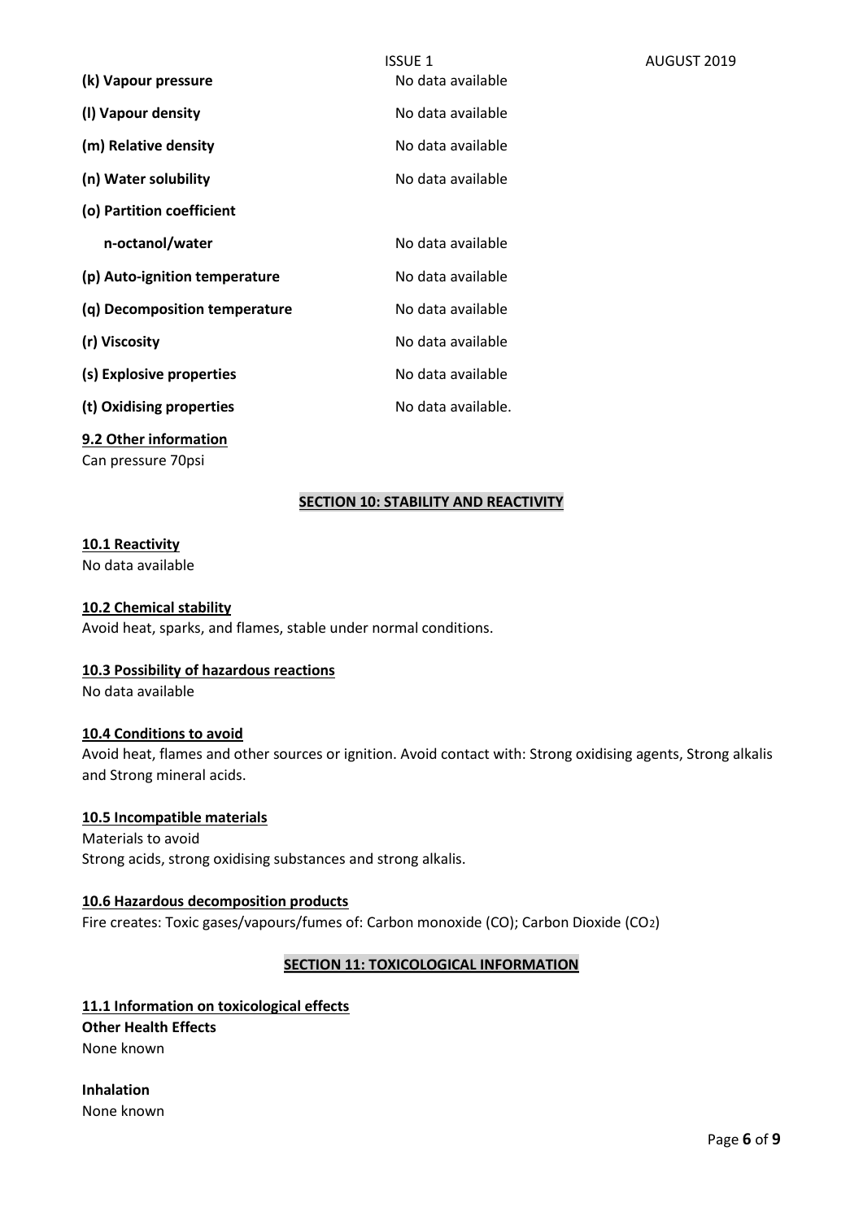| | |
|---|---|
| **(k) Vapour pressure** | No data available |
| **(l) Vapour density** | No data available |
| **(m) Relative density** | No data available |
| **(n) Water solubility** | No data available |
| **(o) Partition coefficient n-octanol/water** | No data available |
| **(p) Auto-ignition temperature** | No data available |
| **(q) Decomposition temperature** | No data available |
| **(r) Viscosity** | No data available |
| **(s) Explosive properties** | No data available |
| **(t) Oxidising properties** | No data available. |

**9.2 Other information**

Can pressure 70psi

## SECTION 10: STABILITY AND REACTIVITY

**10.1 Reactivity**

No data available

**10.2 Chemical stability**

Avoid heat, sparks, and flames, stable under normal conditions.

**10.3 Possibility of hazardous reactions**

No data available

**10.4 Conditions to avoid**

Avoid heat, flames and other sources or ignition. Avoid contact with: Strong oxidising agents, Strong alkalis and Strong mineral acids.

**10.5 Incompatible materials**

Materials to avoid

Strong acids, strong oxidising substances and strong alkalis.

**10.6 Hazardous decomposition products**

Fire creates: Toxic gases/vapours/fumes of: Carbon monoxide (CO); Carbon Dioxide ($CO_2$)

## SECTION 11: TOXICOLOGICAL INFORMATION

**11.1 Information on toxicological effects**

**Other Health Effects**

None known

**Inhalation**

None known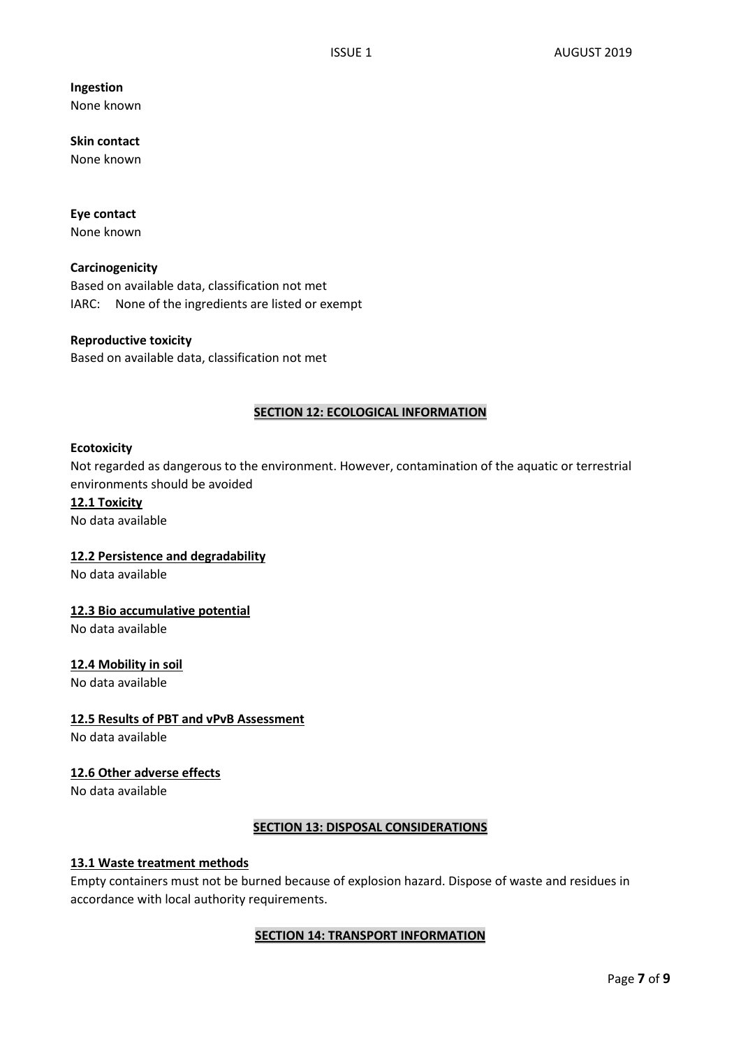**Ingestion**
None known

**Skin contact**
None known

**Eye contact**
None known

**Carcinogenicity**
Based on available data, classification not met
IARC: None of the ingredients are listed or exempt

**Reproductive toxicity**
Based on available data, classification not met

## SECTION 12: ECOLOGICAL INFORMATION

**Ecotoxicity**
Not regarded as dangerous to the environment. However, contamination of the aquatic or terrestrial environments should be avoided

### 12.1 Toxicity
No data available

### 12.2 Persistence and degradability
No data available

### 12.3 Bio accumulative potential
No data available

### 12.4 Mobility in soil
No data available

### 12.5 Results of PBT and vPvB Assessment
No data available

### 12.6 Other adverse effects
No data available

## SECTION 13: DISPOSAL CONSIDERATIONS

### 13.1 Waste treatment methods
Empty containers must not be burned because of explosion hazard. Dispose of waste and residues in accordance with local authority requirements.

## SECTION 14: TRANSPORT INFORMATION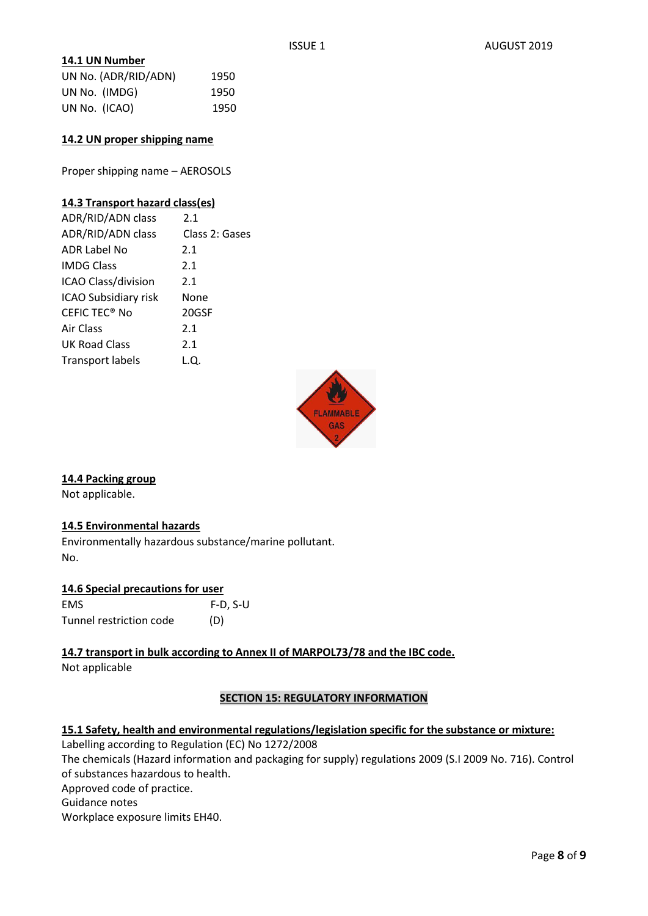### 14.1 UN Number

| | |
|---|---|
| UN No. (ADR/RID/ADN) | 1950 |
| UN No. (IMDG) | 1950 |
| UN No. (ICAO) | 1950 |

### 14.2 UN proper shipping name

Proper shipping name – AEROSOLS

### 14.3 Transport hazard class(es)

| | |
|---|---|
| ADR/RID/ADN class | 2.1 |
| ADR/RID/ADN class | Class 2: Gases |
| ADR Label No | 2.1 |
| IMDG Class | 2.1 |
| ICAO Class/division | 2.1 |
| ICAO Subsidiary risk | None |
| CEFIC TEC® No | 20GSF |
| Air Class | 2.1 |
| UK Road Class | 2.1 |
| Transport labels | L.Q. |

FLAMMABLE GAS 2

### 14.4 Packing group

Not applicable.

### 14.5 Environmental hazards

Environmentally hazardous substance/marine pollutant.
No.

### 14.6 Special precautions for user

| | |
|---|---|
| EMS | F-D, S-U |
| Tunnel restriction code | (D) |

### 14.7 transport in bulk according to Annex II of MARPOL73/78 and the IBC code.

Not applicable

## SECTION 15: REGULATORY INFORMATION

### 15.1 Safety, health and environmental regulations/legislation specific for the substance or mixture:

Labelling according to Regulation (EC) No 1272/2008
The chemicals (Hazard information and packaging for supply) regulations 2009 (S.I 2009 No. 716). Control of substances hazardous to health.
Approved code of practice.
Guidance notes
Workplace exposure limits EH40.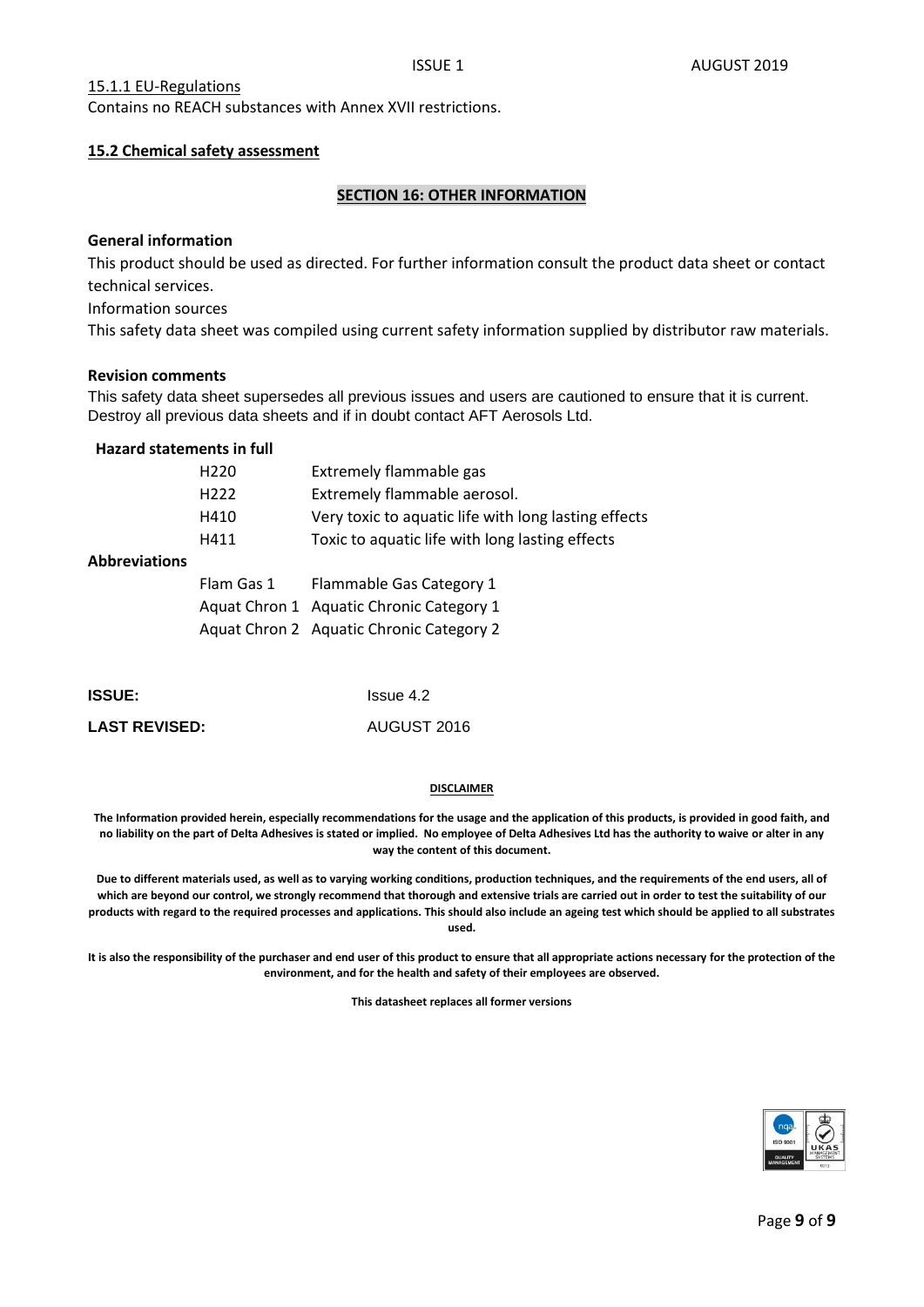15.1.1 EU-Regulations

Contains no REACH substances with Annex XVII restrictions.

**15.2 Chemical safety assessment**

## SECTION 16: OTHER INFORMATION

**General information**

This product should be used as directed. For further information consult the product data sheet or contact technical services.

Information sources

This safety data sheet was compiled using current safety information supplied by distributor raw materials.

**Revision comments**

This safety data sheet supersedes all previous issues and users are cautioned to ensure that it is current. Destroy all previous data sheets and if in doubt contact AFT Aerosols Ltd.

**Hazard statements in full**

| | |
|---|---|
| H220 | Extremely flammable gas |
| H222 | Extremely flammable aerosol. |
| H410 | Very toxic to aquatic life with long lasting effects |
| H411 | Toxic to aquatic life with long lasting effects |

**Abbreviations**

| | |
|---|---|
| Flam Gas 1 | Flammable Gas Category 1 |
| Aquat Chron 1 | Aquatic Chronic Category 1 |
| Aquat Chron 2 | Aquatic Chronic Category 2 |

**ISSUE:** Issue 4.2

**LAST REVISED:** AUGUST 2016

**DISCLAIMER**

**The Information provided herein, especially recommendations for the usage and the application of this products, is provided in good faith, and no liability on the part of Delta Adhesives is stated or implied. No employee of Delta Adhesives Ltd has the authority to waive or alter in any way the content of this document.**

**Due to different materials used, as well as to varying working conditions, production techniques, and the requirements of the end users, all of which are beyond our control, we strongly recommend that thorough and extensive trials are carried out in order to test the suitability of our products with regard to the required processes and applications. This should also include an ageing test which should be applied to all substrates used.**

**It is also the responsibility of the purchaser and end user of this product to ensure that all appropriate actions necessary for the protection of the environment, and for the health and safety of their employees are observed.**

**This datasheet replaces all former versions**